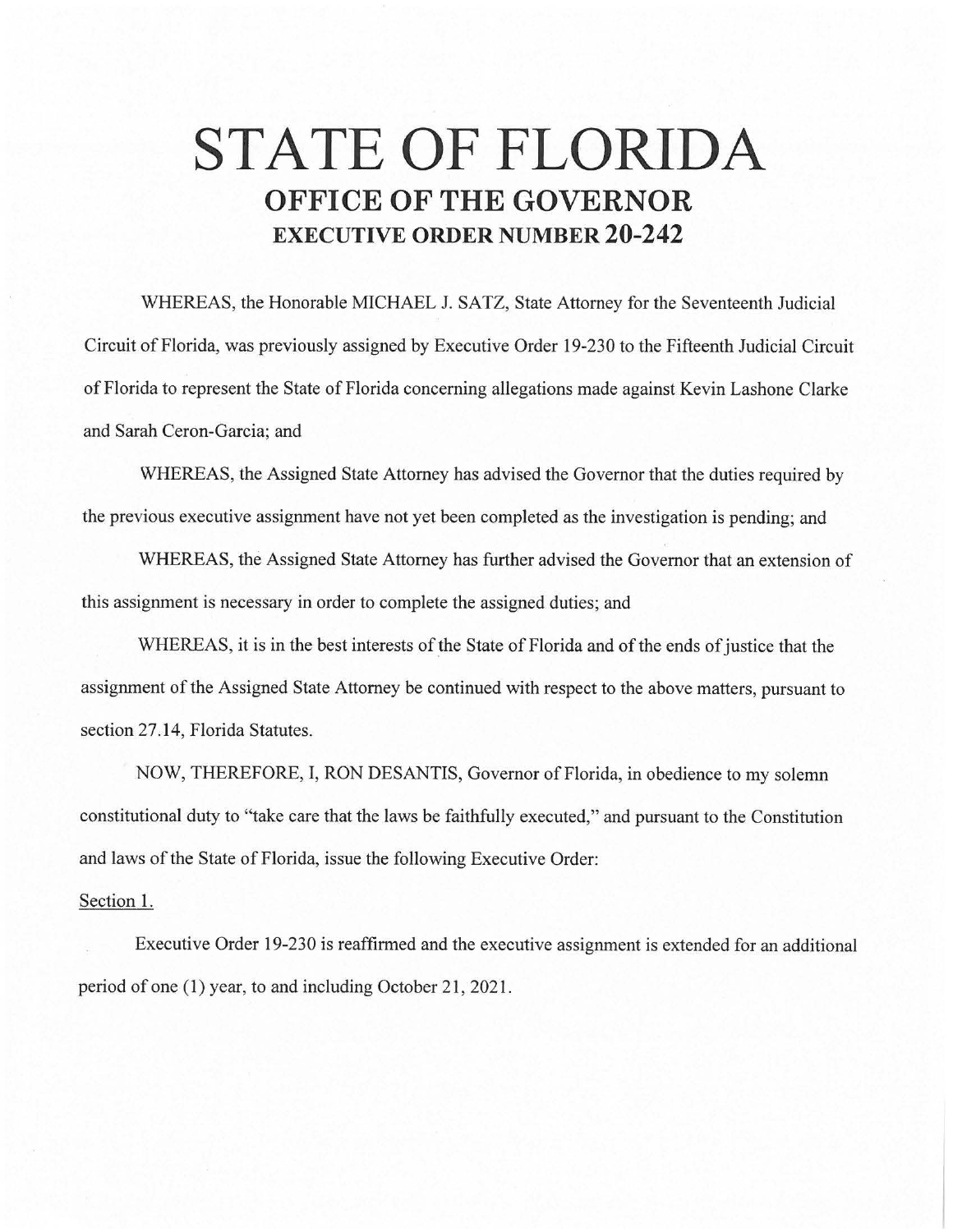# STATE OF FLORIDA

## OFFICE OF THE GOVERNOR

### EXECUTIVE ORDER NUMBER 20-242

WHEREAS, the Honorable MICHAEL J. SATZ, State Attorney for the Seventeenth Judicial Circuit of Florida, was previously assigned by Executive Order 19-230 to the Fifteenth Judicial Circuit of Florida to represent the State of Florida concerning allegations made against Kevin Lashone Clarke and Sarah Ceron-Garcia; and

WHEREAS, the Assigned State Attorney has advised the Governor that the duties required by the previous executive assignment have not yet been completed as the investigation is pending; and

WHEREAS, the Assigned State Attorney has further advised the Governor that an extension of this assignment is necessary in order to complete the assigned duties; and

WHEREAS, it is in the best interests of the State of Florida and of the ends of justice that the assignment of the Assigned State Attorney be continued with respect to the above matters, pursuant to section 27.14, Florida Statutes.

NOW, THEREFORE, I, RON DESANTIS, Governor of Florida, in obedience to my solemn constitutional duty to "take care that the laws be faithfully executed," and pursuant to the Constitution and laws of the State of Florida, issue the following Executive Order:

Section 1.

Executive Order 19-230 is reaffirmed and the executive assignment is extended for an additional period of one (1) year, to and including October 21, 2021.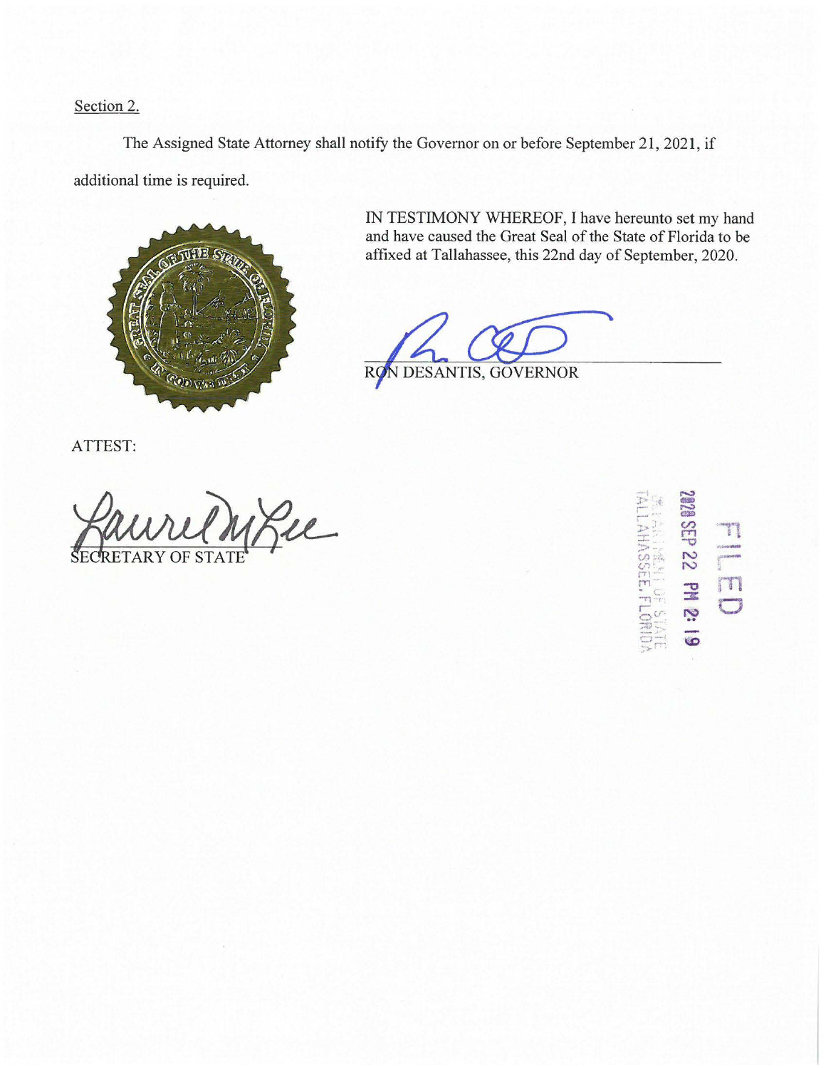Section 2.

The Assigned State Attorney shall notify the Governor on or before September 21, 2021, if additional time is required.

IN TESTIMONY WHEREOF, I have hereunto set my hand and have caused the Great Seal of the State of Florida to be affixed at Tallahassee, this 22nd day of September, 2020.

RON DESANTIS, GOVERNOR

ATTEST:

SECRETARY OF STATE

FILED

2020 SEP 22 PM 2: 19

DEPARTMENT OF STATE
TALLAHASSEE, FLORIDA